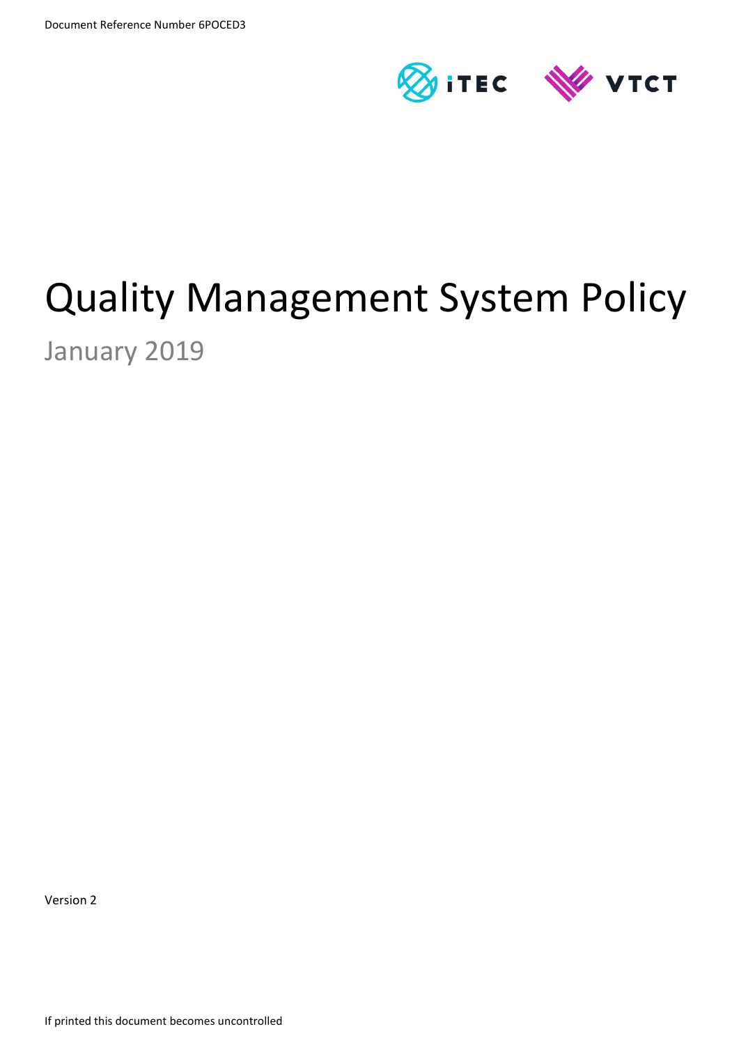Document Reference Number 6POCED3

# Quality Management System Policy

January 2019

Version 2

If printed this document becomes uncontrolled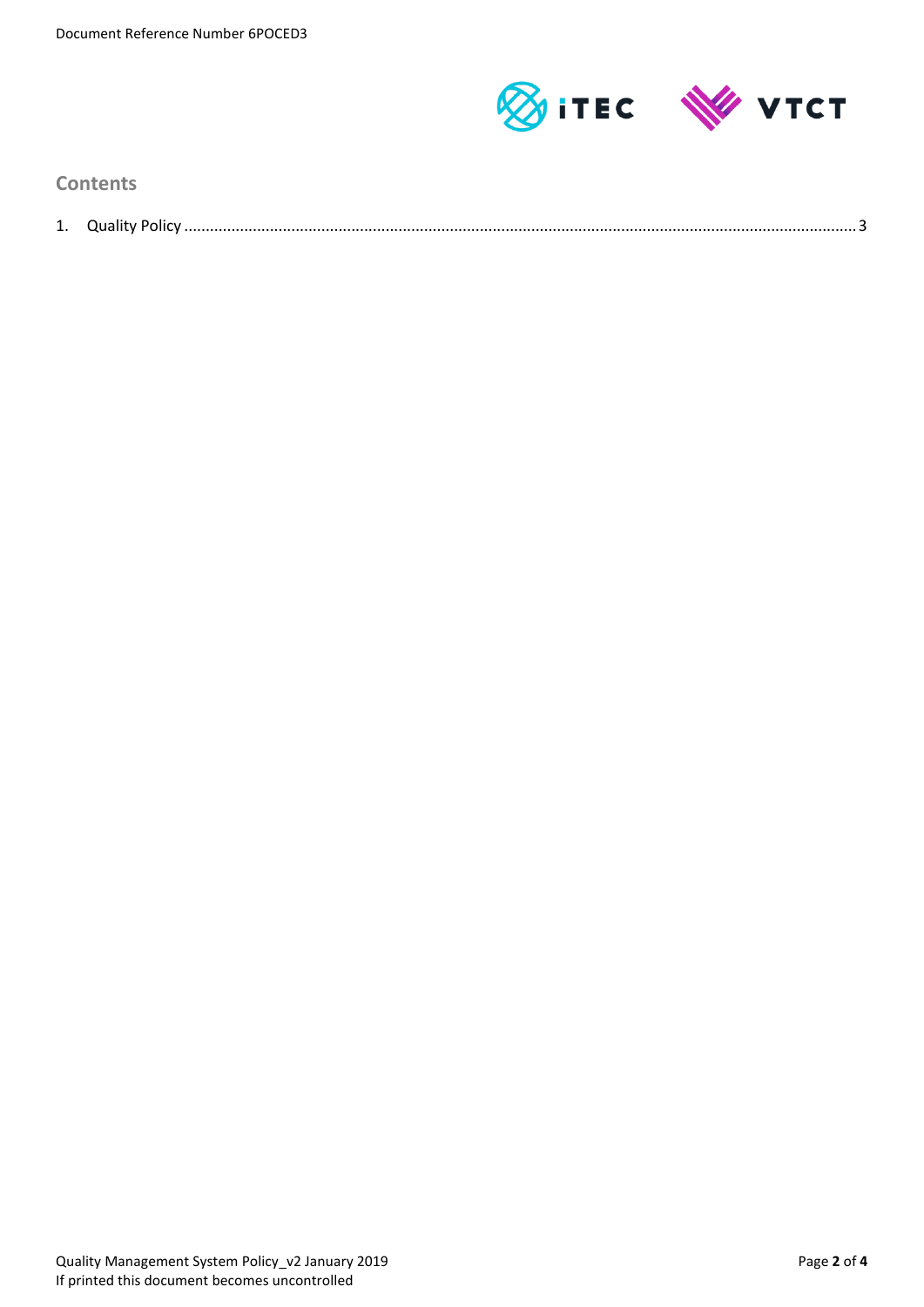## Contents

1. Quality Policy ........................................................................................................................................................... 3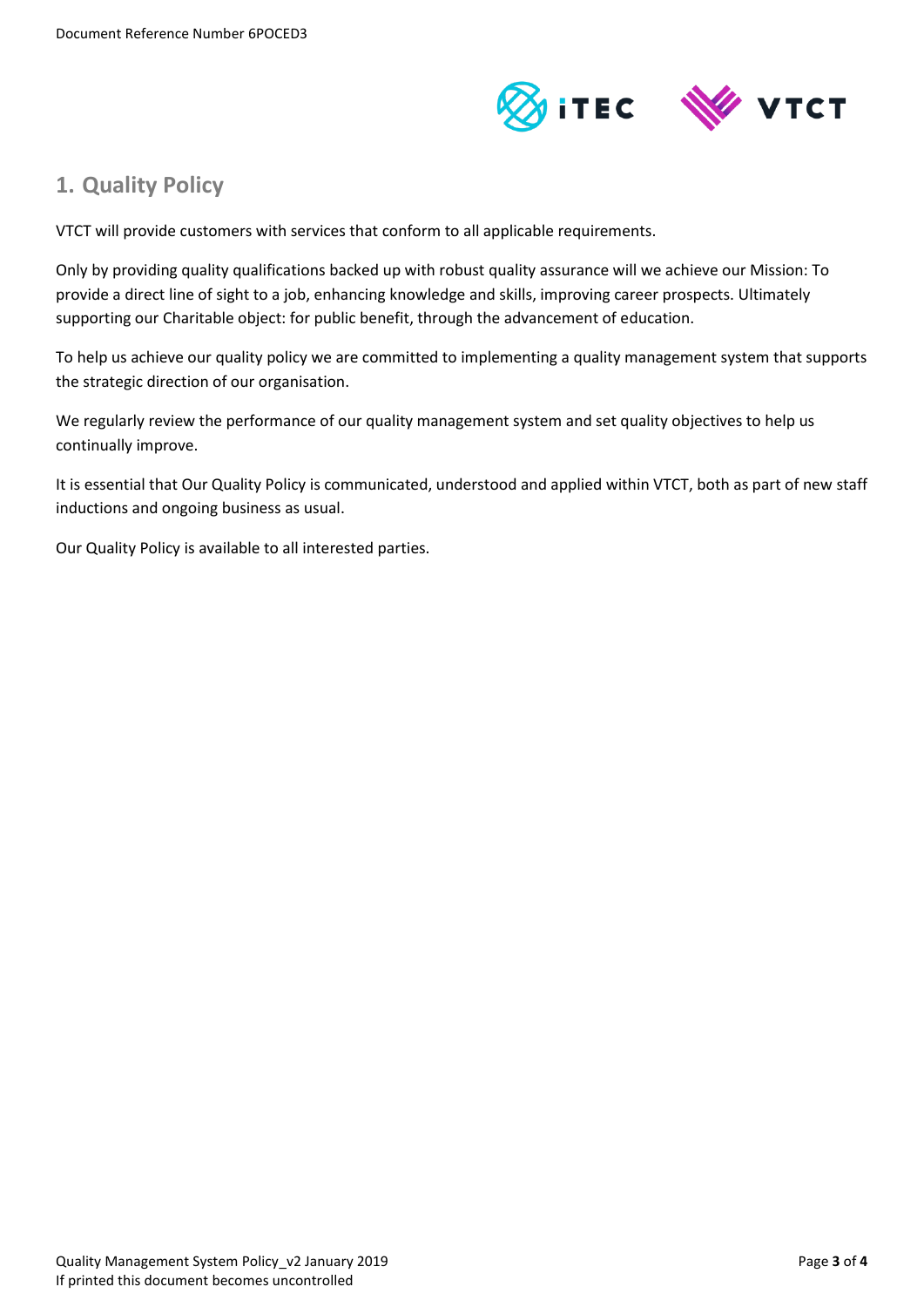## 1. Quality Policy

VTCT will provide customers with services that conform to all applicable requirements.

Only by providing quality qualifications backed up with robust quality assurance will we achieve our Mission: To provide a direct line of sight to a job, enhancing knowledge and skills, improving career prospects. Ultimately supporting our Charitable object: for public benefit, through the advancement of education.

To help us achieve our quality policy we are committed to implementing a quality management system that supports the strategic direction of our organisation.

We regularly review the performance of our quality management system and set quality objectives to help us continually improve.

It is essential that Our Quality Policy is communicated, understood and applied within VTCT, both as part of new staff inductions and ongoing business as usual.

Our Quality Policy is available to all interested parties.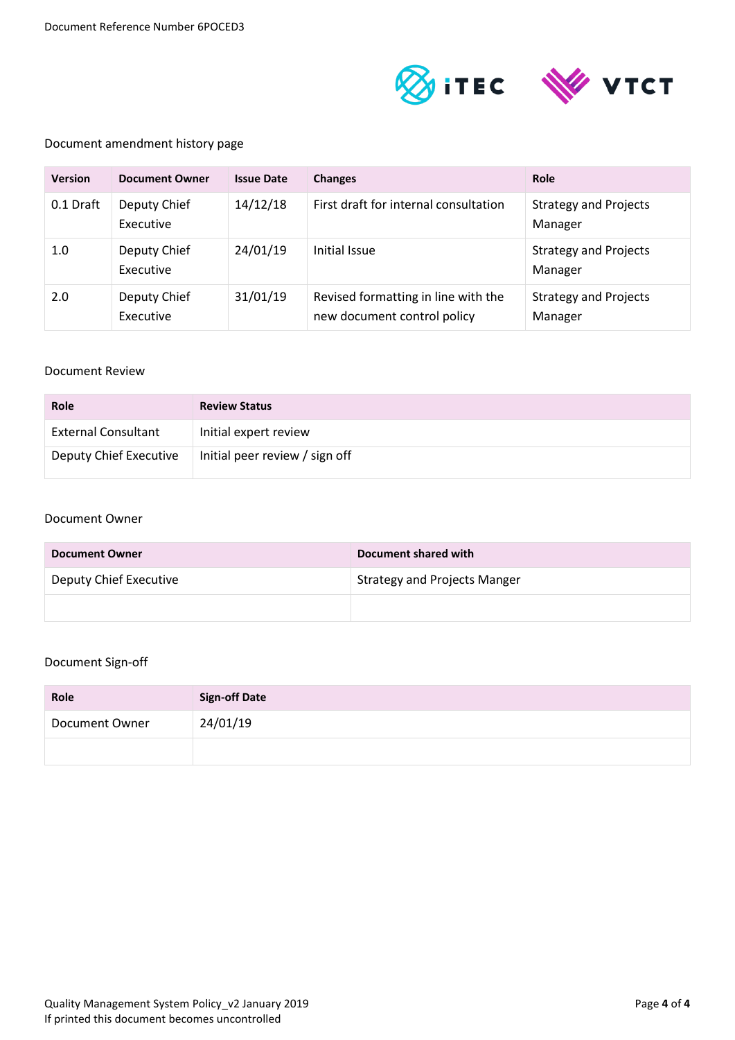Document amendment history page

| Version | Document Owner | Issue Date | Changes | Role |
|---|---|---|---|---|
| 0.1 Draft | Deputy Chief Executive | 14/12/18 | First draft for internal consultation | Strategy and Projects Manager |
| 1.0 | Deputy Chief Executive | 24/01/19 | Initial Issue | Strategy and Projects Manager |
| 2.0 | Deputy Chief Executive | 31/01/19 | Revised formatting in line with the new document control policy | Strategy and Projects Manager |

Document Review

| Role | Review Status |
|---|---|
| External Consultant | Initial expert review |
| Deputy Chief Executive | Initial peer review / sign off |

Document Owner

| Document Owner | Document shared with |
|---|---|
| Deputy Chief Executive | Strategy and Projects Manger |
| | |

Document Sign-off

| Role | Sign-off Date |
|---|---|
| Document Owner | 24/01/19 |
| | |